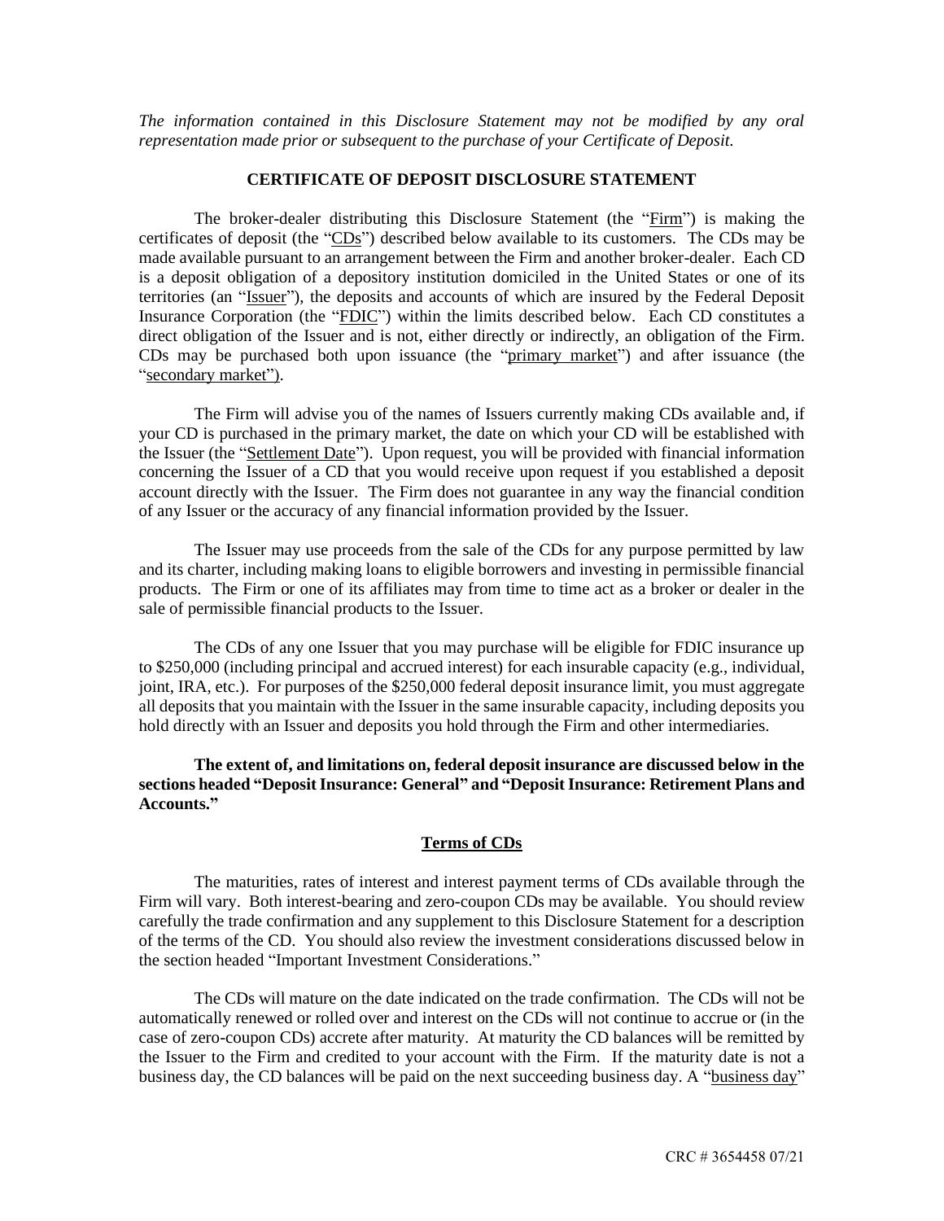*The information contained in this Disclosure Statement may not be modified by any oral representation made prior or subsequent to the purchase of your Certificate of Deposit.*

## CERTIFICATE OF DEPOSIT DISCLOSURE STATEMENT

The broker-dealer distributing this Disclosure Statement (the "Firm") is making the certificates of deposit (the "CDs") described below available to its customers. The CDs may be made available pursuant to an arrangement between the Firm and another broker-dealer. Each CD is a deposit obligation of a depository institution domiciled in the United States or one of its territories (an "Issuer"), the deposits and accounts of which are insured by the Federal Deposit Insurance Corporation (the "FDIC") within the limits described below. Each CD constitutes a direct obligation of the Issuer and is not, either directly or indirectly, an obligation of the Firm. CDs may be purchased both upon issuance (the "primary market") and after issuance (the "secondary market").

The Firm will advise you of the names of Issuers currently making CDs available and, if your CD is purchased in the primary market, the date on which your CD will be established with the Issuer (the "Settlement Date"). Upon request, you will be provided with financial information concerning the Issuer of a CD that you would receive upon request if you established a deposit account directly with the Issuer. The Firm does not guarantee in any way the financial condition of any Issuer or the accuracy of any financial information provided by the Issuer.

The Issuer may use proceeds from the sale of the CDs for any purpose permitted by law and its charter, including making loans to eligible borrowers and investing in permissible financial products. The Firm or one of its affiliates may from time to time act as a broker or dealer in the sale of permissible financial products to the Issuer.

The CDs of any one Issuer that you may purchase will be eligible for FDIC insurance up to $250,000 (including principal and accrued interest) for each insurable capacity (e.g., individual, joint, IRA, etc.). For purposes of the $250,000 federal deposit insurance limit, you must aggregate all deposits that you maintain with the Issuer in the same insurable capacity, including deposits you hold directly with an Issuer and deposits you hold through the Firm and other intermediaries.

**The extent of, and limitations on, federal deposit insurance are discussed below in the sections headed "Deposit Insurance: General" and "Deposit Insurance: Retirement Plans and Accounts."**

### Terms of CDs

The maturities, rates of interest and interest payment terms of CDs available through the Firm will vary. Both interest-bearing and zero-coupon CDs may be available. You should review carefully the trade confirmation and any supplement to this Disclosure Statement for a description of the terms of the CD. You should also review the investment considerations discussed below in the section headed "Important Investment Considerations."

The CDs will mature on the date indicated on the trade confirmation. The CDs will not be automatically renewed or rolled over and interest on the CDs will not continue to accrue or (in the case of zero-coupon CDs) accrete after maturity. At maturity the CD balances will be remitted by the Issuer to the Firm and credited to your account with the Firm. If the maturity date is not a business day, the CD balances will be paid on the next succeeding business day. A "business day"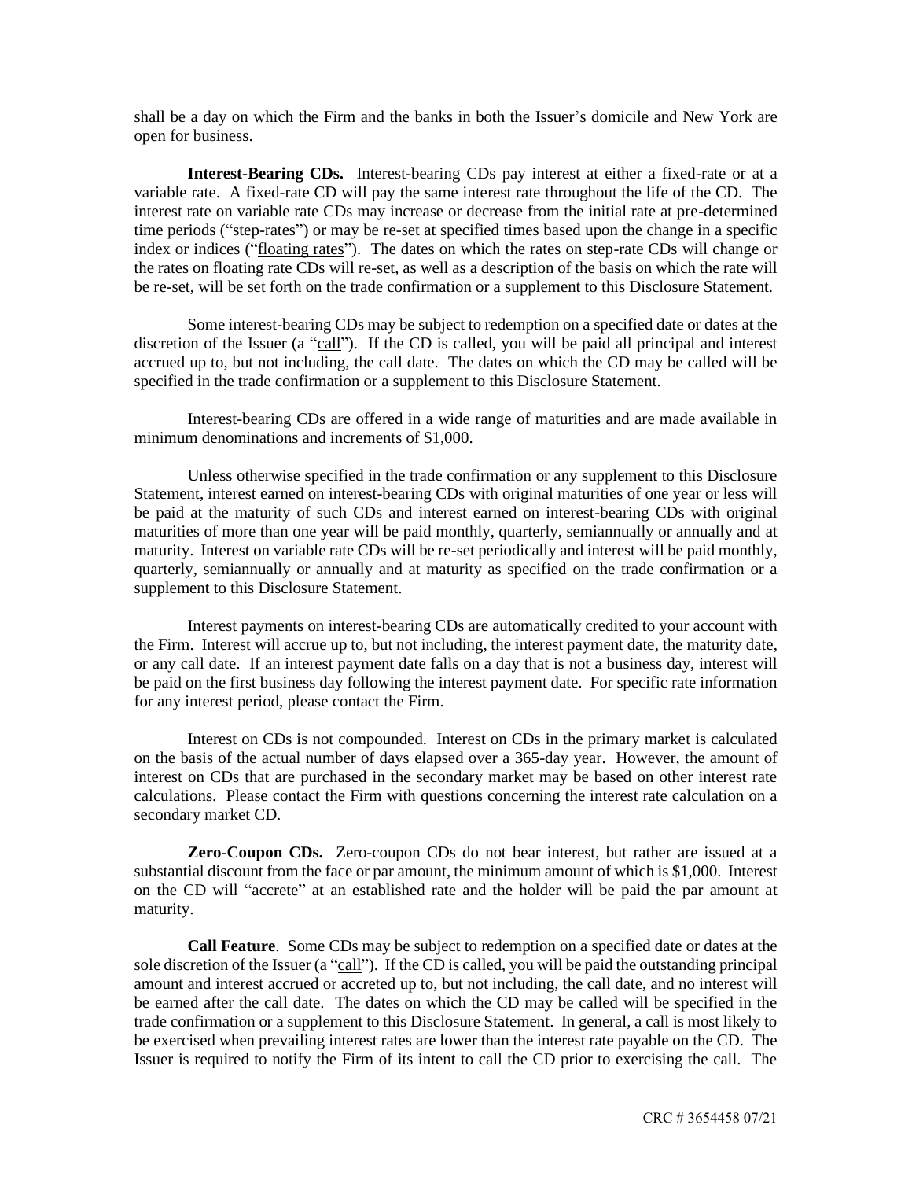shall be a day on which the Firm and the banks in both the Issuer's domicile and New York are open for business.

**Interest-Bearing CDs.** Interest-bearing CDs pay interest at either a fixed-rate or at a variable rate. A fixed-rate CD will pay the same interest rate throughout the life of the CD. The interest rate on variable rate CDs may increase or decrease from the initial rate at pre-determined time periods ("step-rates") or may be re-set at specified times based upon the change in a specific index or indices ("floating rates"). The dates on which the rates on step-rate CDs will change or the rates on floating rate CDs will re-set, as well as a description of the basis on which the rate will be re-set, will be set forth on the trade confirmation or a supplement to this Disclosure Statement.

Some interest-bearing CDs may be subject to redemption on a specified date or dates at the discretion of the Issuer (a "call"). If the CD is called, you will be paid all principal and interest accrued up to, but not including, the call date. The dates on which the CD may be called will be specified in the trade confirmation or a supplement to this Disclosure Statement.

Interest-bearing CDs are offered in a wide range of maturities and are made available in minimum denominations and increments of $1,000.

Unless otherwise specified in the trade confirmation or any supplement to this Disclosure Statement, interest earned on interest-bearing CDs with original maturities of one year or less will be paid at the maturity of such CDs and interest earned on interest-bearing CDs with original maturities of more than one year will be paid monthly, quarterly, semiannually or annually and at maturity. Interest on variable rate CDs will be re-set periodically and interest will be paid monthly, quarterly, semiannually or annually and at maturity as specified on the trade confirmation or a supplement to this Disclosure Statement.

Interest payments on interest-bearing CDs are automatically credited to your account with the Firm. Interest will accrue up to, but not including, the interest payment date, the maturity date, or any call date. If an interest payment date falls on a day that is not a business day, interest will be paid on the first business day following the interest payment date. For specific rate information for any interest period, please contact the Firm.

Interest on CDs is not compounded. Interest on CDs in the primary market is calculated on the basis of the actual number of days elapsed over a 365-day year. However, the amount of interest on CDs that are purchased in the secondary market may be based on other interest rate calculations. Please contact the Firm with questions concerning the interest rate calculation on a secondary market CD.

**Zero-Coupon CDs.** Zero-coupon CDs do not bear interest, but rather are issued at a substantial discount from the face or par amount, the minimum amount of which is $1,000. Interest on the CD will "accrete" at an established rate and the holder will be paid the par amount at maturity.

**Call Feature**. Some CDs may be subject to redemption on a specified date or dates at the sole discretion of the Issuer (a "call"). If the CD is called, you will be paid the outstanding principal amount and interest accrued or accreted up to, but not including, the call date, and no interest will be earned after the call date. The dates on which the CD may be called will be specified in the trade confirmation or a supplement to this Disclosure Statement. In general, a call is most likely to be exercised when prevailing interest rates are lower than the interest rate payable on the CD. The Issuer is required to notify the Firm of its intent to call the CD prior to exercising the call. The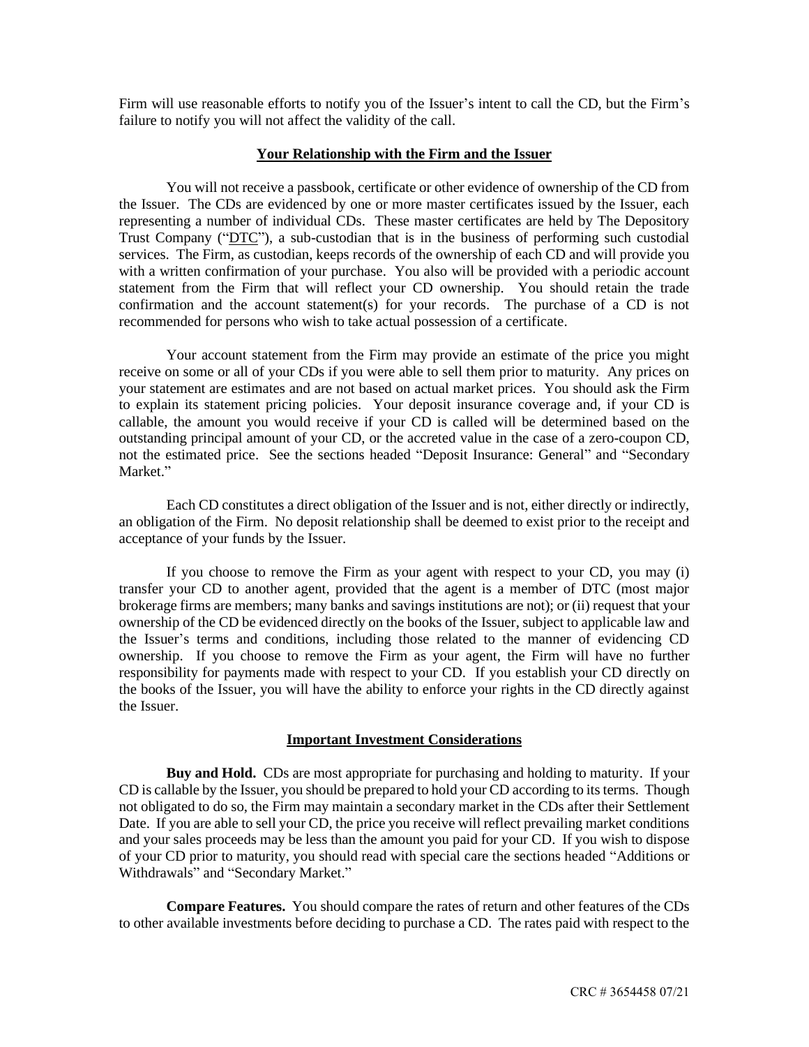Firm will use reasonable efforts to notify you of the Issuer's intent to call the CD, but the Firm's failure to notify you will not affect the validity of the call.

## Your Relationship with the Firm and the Issuer

You will not receive a passbook, certificate or other evidence of ownership of the CD from the Issuer. The CDs are evidenced by one or more master certificates issued by the Issuer, each representing a number of individual CDs. These master certificates are held by The Depository Trust Company ("DTC"), a sub-custodian that is in the business of performing such custodial services. The Firm, as custodian, keeps records of the ownership of each CD and will provide you with a written confirmation of your purchase. You also will be provided with a periodic account statement from the Firm that will reflect your CD ownership. You should retain the trade confirmation and the account statement(s) for your records. The purchase of a CD is not recommended for persons who wish to take actual possession of a certificate.

Your account statement from the Firm may provide an estimate of the price you might receive on some or all of your CDs if you were able to sell them prior to maturity. Any prices on your statement are estimates and are not based on actual market prices. You should ask the Firm to explain its statement pricing policies. Your deposit insurance coverage and, if your CD is callable, the amount you would receive if your CD is called will be determined based on the outstanding principal amount of your CD, or the accreted value in the case of a zero-coupon CD, not the estimated price. See the sections headed "Deposit Insurance: General" and "Secondary Market."

Each CD constitutes a direct obligation of the Issuer and is not, either directly or indirectly, an obligation of the Firm. No deposit relationship shall be deemed to exist prior to the receipt and acceptance of your funds by the Issuer.

If you choose to remove the Firm as your agent with respect to your CD, you may (i) transfer your CD to another agent, provided that the agent is a member of DTC (most major brokerage firms are members; many banks and savings institutions are not); or (ii) request that your ownership of the CD be evidenced directly on the books of the Issuer, subject to applicable law and the Issuer's terms and conditions, including those related to the manner of evidencing CD ownership. If you choose to remove the Firm as your agent, the Firm will have no further responsibility for payments made with respect to your CD. If you establish your CD directly on the books of the Issuer, you will have the ability to enforce your rights in the CD directly against the Issuer.

## Important Investment Considerations

**Buy and Hold.** CDs are most appropriate for purchasing and holding to maturity. If your CD is callable by the Issuer, you should be prepared to hold your CD according to its terms. Though not obligated to do so, the Firm may maintain a secondary market in the CDs after their Settlement Date. If you are able to sell your CD, the price you receive will reflect prevailing market conditions and your sales proceeds may be less than the amount you paid for your CD. If you wish to dispose of your CD prior to maturity, you should read with special care the sections headed "Additions or Withdrawals" and "Secondary Market."

**Compare Features.** You should compare the rates of return and other features of the CDs to other available investments before deciding to purchase a CD. The rates paid with respect to the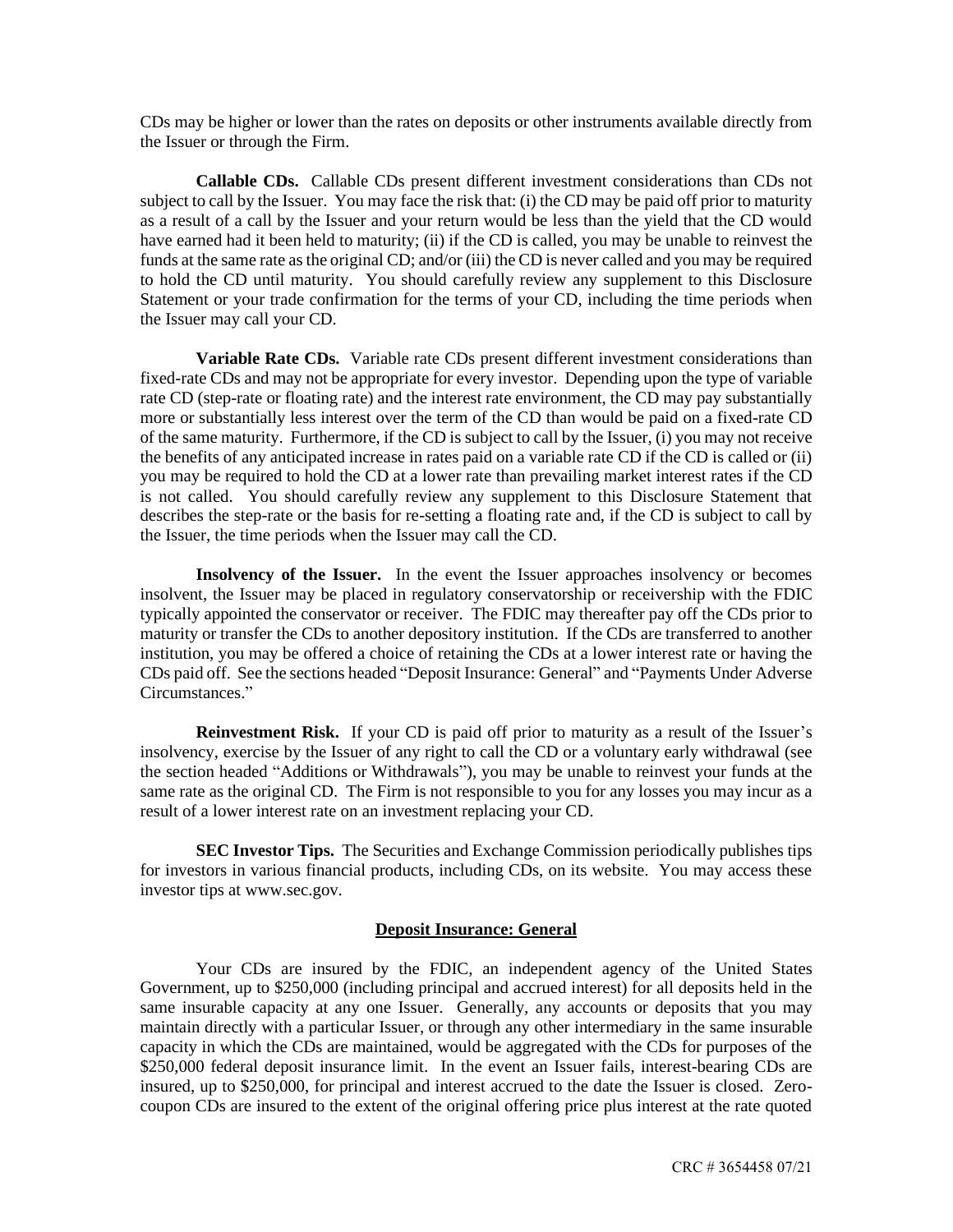CDs may be higher or lower than the rates on deposits or other instruments available directly from the Issuer or through the Firm.

**Callable CDs.** Callable CDs present different investment considerations than CDs not subject to call by the Issuer. You may face the risk that: (i) the CD may be paid off prior to maturity as a result of a call by the Issuer and your return would be less than the yield that the CD would have earned had it been held to maturity; (ii) if the CD is called, you may be unable to reinvest the funds at the same rate as the original CD; and/or (iii) the CD is never called and you may be required to hold the CD until maturity. You should carefully review any supplement to this Disclosure Statement or your trade confirmation for the terms of your CD, including the time periods when the Issuer may call your CD.

**Variable Rate CDs.** Variable rate CDs present different investment considerations than fixed-rate CDs and may not be appropriate for every investor. Depending upon the type of variable rate CD (step-rate or floating rate) and the interest rate environment, the CD may pay substantially more or substantially less interest over the term of the CD than would be paid on a fixed-rate CD of the same maturity. Furthermore, if the CD is subject to call by the Issuer, (i) you may not receive the benefits of any anticipated increase in rates paid on a variable rate CD if the CD is called or (ii) you may be required to hold the CD at a lower rate than prevailing market interest rates if the CD is not called. You should carefully review any supplement to this Disclosure Statement that describes the step-rate or the basis for re-setting a floating rate and, if the CD is subject to call by the Issuer, the time periods when the Issuer may call the CD.

**Insolvency of the Issuer.** In the event the Issuer approaches insolvency or becomes insolvent, the Issuer may be placed in regulatory conservatorship or receivership with the FDIC typically appointed the conservator or receiver. The FDIC may thereafter pay off the CDs prior to maturity or transfer the CDs to another depository institution. If the CDs are transferred to another institution, you may be offered a choice of retaining the CDs at a lower interest rate or having the CDs paid off. See the sections headed "Deposit Insurance: General" and "Payments Under Adverse Circumstances."

**Reinvestment Risk.** If your CD is paid off prior to maturity as a result of the Issuer's insolvency, exercise by the Issuer of any right to call the CD or a voluntary early withdrawal (see the section headed "Additions or Withdrawals"), you may be unable to reinvest your funds at the same rate as the original CD. The Firm is not responsible to you for any losses you may incur as a result of a lower interest rate on an investment replacing your CD.

**SEC Investor Tips.** The Securities and Exchange Commission periodically publishes tips for investors in various financial products, including CDs, on its website. You may access these investor tips at www.sec.gov.

## Deposit Insurance: General

Your CDs are insured by the FDIC, an independent agency of the United States Government, up to $250,000 (including principal and accrued interest) for all deposits held in the same insurable capacity at any one Issuer. Generally, any accounts or deposits that you may maintain directly with a particular Issuer, or through any other intermediary in the same insurable capacity in which the CDs are maintained, would be aggregated with the CDs for purposes of the $250,000 federal deposit insurance limit. In the event an Issuer fails, interest-bearing CDs are insured, up to $250,000, for principal and interest accrued to the date the Issuer is closed. Zero-coupon CDs are insured to the extent of the original offering price plus interest at the rate quoted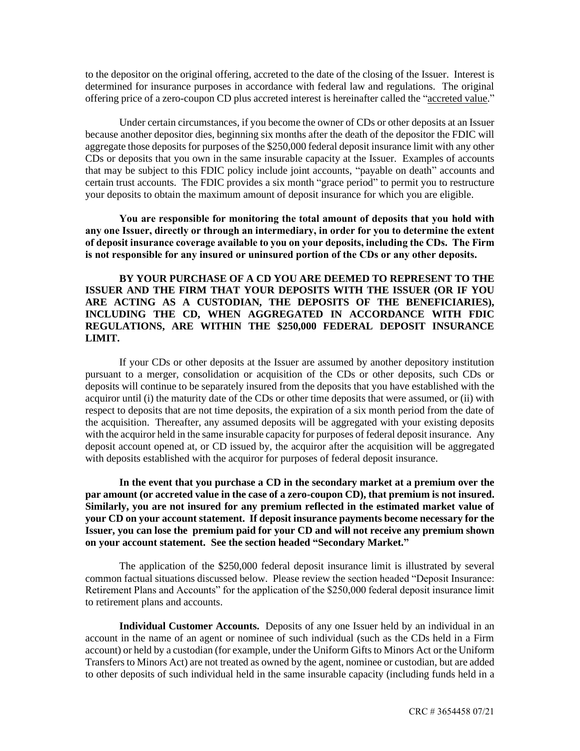to the depositor on the original offering, accreted to the date of the closing of the Issuer. Interest is determined for insurance purposes in accordance with federal law and regulations. The original offering price of a zero-coupon CD plus accreted interest is hereinafter called the "accreted value."

Under certain circumstances, if you become the owner of CDs or other deposits at an Issuer because another depositor dies, beginning six months after the death of the depositor the FDIC will aggregate those deposits for purposes of the $250,000 federal deposit insurance limit with any other CDs or deposits that you own in the same insurable capacity at the Issuer. Examples of accounts that may be subject to this FDIC policy include joint accounts, "payable on death" accounts and certain trust accounts. The FDIC provides a six month "grace period" to permit you to restructure your deposits to obtain the maximum amount of deposit insurance for which you are eligible.

**You are responsible for monitoring the total amount of deposits that you hold with any one Issuer, directly or through an intermediary, in order for you to determine the extent of deposit insurance coverage available to you on your deposits, including the CDs. The Firm is not responsible for any insured or uninsured portion of the CDs or any other deposits.**

**BY YOUR PURCHASE OF A CD YOU ARE DEEMED TO REPRESENT TO THE ISSUER AND THE FIRM THAT YOUR DEPOSITS WITH THE ISSUER (OR IF YOU ARE ACTING AS A CUSTODIAN, THE DEPOSITS OF THE BENEFICIARIES), INCLUDING THE CD, WHEN AGGREGATED IN ACCORDANCE WITH FDIC REGULATIONS, ARE WITHIN THE $250,000 FEDERAL DEPOSIT INSURANCE LIMIT.**

If your CDs or other deposits at the Issuer are assumed by another depository institution pursuant to a merger, consolidation or acquisition of the CDs or other deposits, such CDs or deposits will continue to be separately insured from the deposits that you have established with the acquiror until (i) the maturity date of the CDs or other time deposits that were assumed, or (ii) with respect to deposits that are not time deposits, the expiration of a six month period from the date of the acquisition. Thereafter, any assumed deposits will be aggregated with your existing deposits with the acquiror held in the same insurable capacity for purposes of federal deposit insurance. Any deposit account opened at, or CD issued by, the acquiror after the acquisition will be aggregated with deposits established with the acquiror for purposes of federal deposit insurance.

**In the event that you purchase a CD in the secondary market at a premium over the par amount (or accreted value in the case of a zero-coupon CD), that premium is not insured. Similarly, you are not insured for any premium reflected in the estimated market value of your CD on your account statement. If deposit insurance payments become necessary for the Issuer, you can lose the premium paid for your CD and will not receive any premium shown on your account statement. See the section headed "Secondary Market."**

The application of the $250,000 federal deposit insurance limit is illustrated by several common factual situations discussed below. Please review the section headed "Deposit Insurance: Retirement Plans and Accounts" for the application of the $250,000 federal deposit insurance limit to retirement plans and accounts.

**Individual Customer Accounts.** Deposits of any one Issuer held by an individual in an account in the name of an agent or nominee of such individual (such as the CDs held in a Firm account) or held by a custodian (for example, under the Uniform Gifts to Minors Act or the Uniform Transfers to Minors Act) are not treated as owned by the agent, nominee or custodian, but are added to other deposits of such individual held in the same insurable capacity (including funds held in a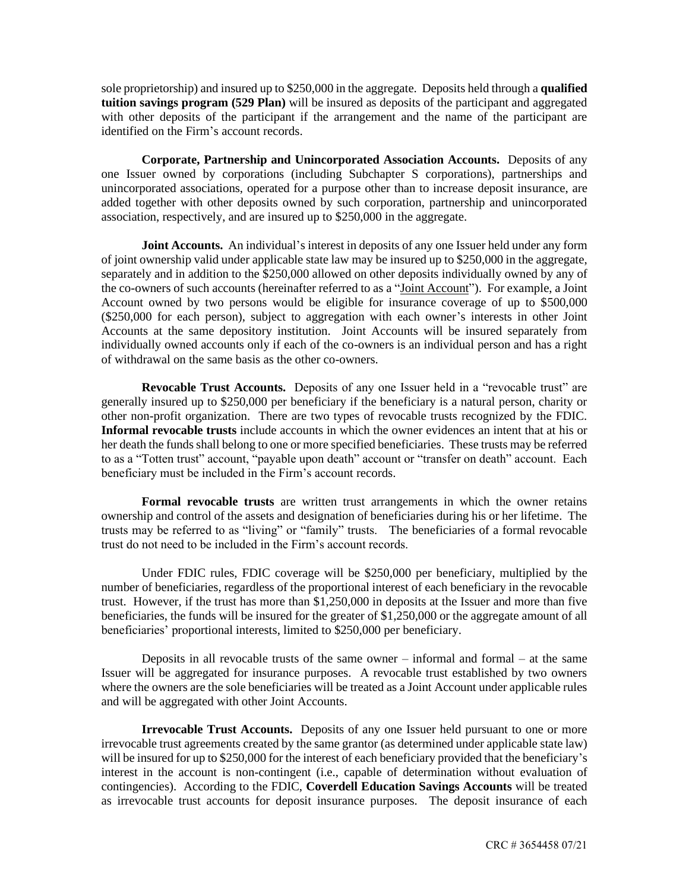sole proprietorship) and insured up to $250,000 in the aggregate. Deposits held through a **qualified tuition savings program (529 Plan)** will be insured as deposits of the participant and aggregated with other deposits of the participant if the arrangement and the name of the participant are identified on the Firm's account records.

**Corporate, Partnership and Unincorporated Association Accounts.** Deposits of any one Issuer owned by corporations (including Subchapter S corporations), partnerships and unincorporated associations, operated for a purpose other than to increase deposit insurance, are added together with other deposits owned by such corporation, partnership and unincorporated association, respectively, and are insured up to $250,000 in the aggregate.

**Joint Accounts.** An individual's interest in deposits of any one Issuer held under any form of joint ownership valid under applicable state law may be insured up to $250,000 in the aggregate, separately and in addition to the $250,000 allowed on other deposits individually owned by any of the co-owners of such accounts (hereinafter referred to as a "Joint Account"). For example, a Joint Account owned by two persons would be eligible for insurance coverage of up to $500,000 ($250,000 for each person), subject to aggregation with each owner's interests in other Joint Accounts at the same depository institution. Joint Accounts will be insured separately from individually owned accounts only if each of the co-owners is an individual person and has a right of withdrawal on the same basis as the other co-owners.

**Revocable Trust Accounts.** Deposits of any one Issuer held in a "revocable trust" are generally insured up to $250,000 per beneficiary if the beneficiary is a natural person, charity or other non-profit organization. There are two types of revocable trusts recognized by the FDIC. **Informal revocable trusts** include accounts in which the owner evidences an intent that at his or her death the funds shall belong to one or more specified beneficiaries. These trusts may be referred to as a "Totten trust" account, "payable upon death" account or "transfer on death" account. Each beneficiary must be included in the Firm's account records.

**Formal revocable trusts** are written trust arrangements in which the owner retains ownership and control of the assets and designation of beneficiaries during his or her lifetime. The trusts may be referred to as "living" or "family" trusts. The beneficiaries of a formal revocable trust do not need to be included in the Firm's account records.

Under FDIC rules, FDIC coverage will be $250,000 per beneficiary, multiplied by the number of beneficiaries, regardless of the proportional interest of each beneficiary in the revocable trust. However, if the trust has more than $1,250,000 in deposits at the Issuer and more than five beneficiaries, the funds will be insured for the greater of $1,250,000 or the aggregate amount of all beneficiaries' proportional interests, limited to $250,000 per beneficiary.

Deposits in all revocable trusts of the same owner – informal and formal – at the same Issuer will be aggregated for insurance purposes. A revocable trust established by two owners where the owners are the sole beneficiaries will be treated as a Joint Account under applicable rules and will be aggregated with other Joint Accounts.

**Irrevocable Trust Accounts.** Deposits of any one Issuer held pursuant to one or more irrevocable trust agreements created by the same grantor (as determined under applicable state law) will be insured for up to $250,000 for the interest of each beneficiary provided that the beneficiary's interest in the account is non-contingent (i.e., capable of determination without evaluation of contingencies). According to the FDIC, **Coverdell Education Savings Accounts** will be treated as irrevocable trust accounts for deposit insurance purposes. The deposit insurance of each

CRC # 3654458 07/21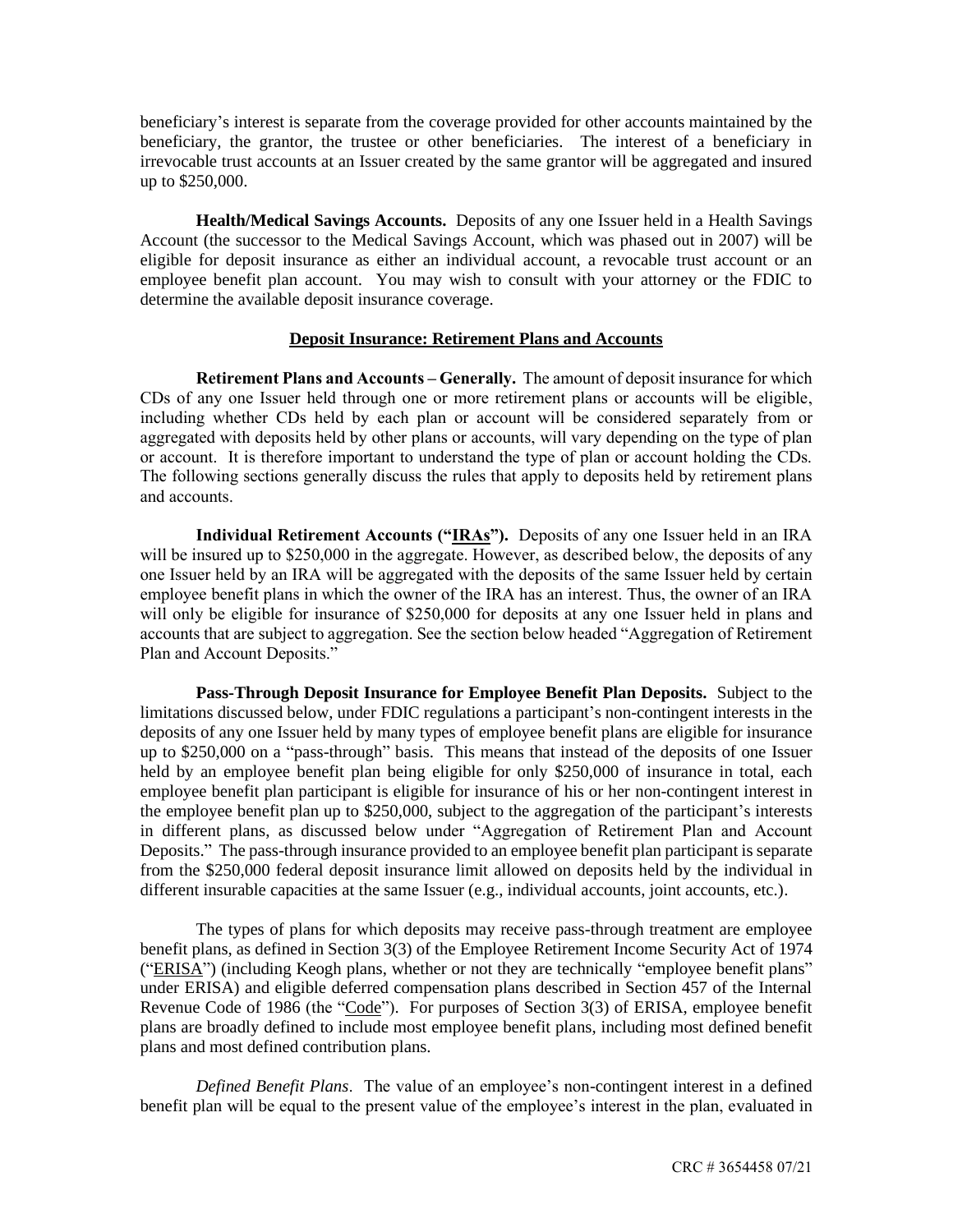beneficiary's interest is separate from the coverage provided for other accounts maintained by the beneficiary, the grantor, the trustee or other beneficiaries. The interest of a beneficiary in irrevocable trust accounts at an Issuer created by the same grantor will be aggregated and insured up to $250,000.

**Health/Medical Savings Accounts.** Deposits of any one Issuer held in a Health Savings Account (the successor to the Medical Savings Account, which was phased out in 2007) will be eligible for deposit insurance as either an individual account, a revocable trust account or an employee benefit plan account. You may wish to consult with your attorney or the FDIC to determine the available deposit insurance coverage.

## Deposit Insurance: Retirement Plans and Accounts

**Retirement Plans and Accounts – Generally.** The amount of deposit insurance for which CDs of any one Issuer held through one or more retirement plans or accounts will be eligible, including whether CDs held by each plan or account will be considered separately from or aggregated with deposits held by other plans or accounts, will vary depending on the type of plan or account. It is therefore important to understand the type of plan or account holding the CDs. The following sections generally discuss the rules that apply to deposits held by retirement plans and accounts.

**Individual Retirement Accounts ("IRAs").** Deposits of any one Issuer held in an IRA will be insured up to $250,000 in the aggregate. However, as described below, the deposits of any one Issuer held by an IRA will be aggregated with the deposits of the same Issuer held by certain employee benefit plans in which the owner of the IRA has an interest. Thus, the owner of an IRA will only be eligible for insurance of $250,000 for deposits at any one Issuer held in plans and accounts that are subject to aggregation. See the section below headed "Aggregation of Retirement Plan and Account Deposits."

**Pass-Through Deposit Insurance for Employee Benefit Plan Deposits.** Subject to the limitations discussed below, under FDIC regulations a participant's non-contingent interests in the deposits of any one Issuer held by many types of employee benefit plans are eligible for insurance up to $250,000 on a "pass-through" basis. This means that instead of the deposits of one Issuer held by an employee benefit plan being eligible for only $250,000 of insurance in total, each employee benefit plan participant is eligible for insurance of his or her non-contingent interest in the employee benefit plan up to $250,000, subject to the aggregation of the participant's interests in different plans, as discussed below under "Aggregation of Retirement Plan and Account Deposits." The pass-through insurance provided to an employee benefit plan participant is separate from the $250,000 federal deposit insurance limit allowed on deposits held by the individual in different insurable capacities at the same Issuer (e.g., individual accounts, joint accounts, etc.).

The types of plans for which deposits may receive pass-through treatment are employee benefit plans, as defined in Section 3(3) of the Employee Retirement Income Security Act of 1974 ("ERISA") (including Keogh plans, whether or not they are technically "employee benefit plans" under ERISA) and eligible deferred compensation plans described in Section 457 of the Internal Revenue Code of 1986 (the "Code"). For purposes of Section 3(3) of ERISA, employee benefit plans are broadly defined to include most employee benefit plans, including most defined benefit plans and most defined contribution plans.

*Defined Benefit Plans*. The value of an employee's non-contingent interest in a defined benefit plan will be equal to the present value of the employee's interest in the plan, evaluated in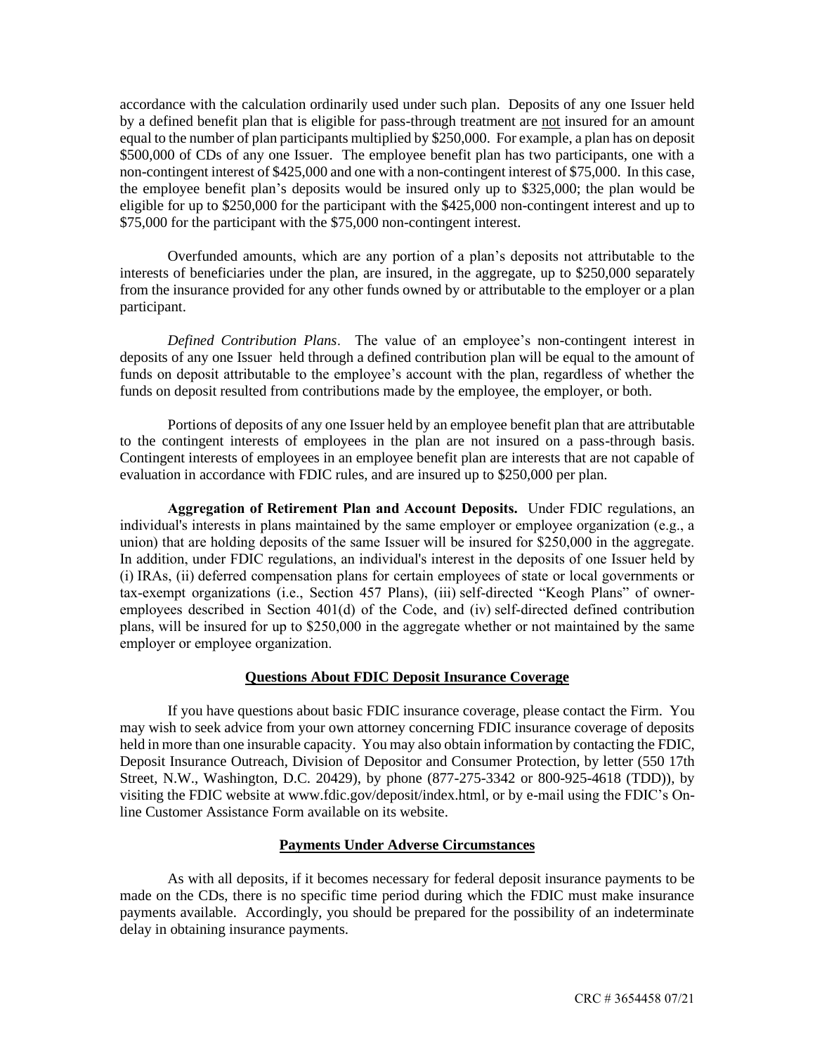accordance with the calculation ordinarily used under such plan. Deposits of any one Issuer held by a defined benefit plan that is eligible for pass-through treatment are not insured for an amount equal to the number of plan participants multiplied by \$250,000. For example, a plan has on deposit \$500,000 of CDs of any one Issuer. The employee benefit plan has two participants, one with a non-contingent interest of \$425,000 and one with a non-contingent interest of \$75,000. In this case, the employee benefit plan's deposits would be insured only up to \$325,000; the plan would be eligible for up to \$250,000 for the participant with the \$425,000 non-contingent interest and up to \$75,000 for the participant with the \$75,000 non-contingent interest.

Overfunded amounts, which are any portion of a plan's deposits not attributable to the interests of beneficiaries under the plan, are insured, in the aggregate, up to \$250,000 separately from the insurance provided for any other funds owned by or attributable to the employer or a plan participant.

*Defined Contribution Plans*. The value of an employee's non-contingent interest in deposits of any one Issuer held through a defined contribution plan will be equal to the amount of funds on deposit attributable to the employee's account with the plan, regardless of whether the funds on deposit resulted from contributions made by the employee, the employer, or both.

Portions of deposits of any one Issuer held by an employee benefit plan that are attributable to the contingent interests of employees in the plan are not insured on a pass-through basis. Contingent interests of employees in an employee benefit plan are interests that are not capable of evaluation in accordance with FDIC rules, and are insured up to \$250,000 per plan.

**Aggregation of Retirement Plan and Account Deposits.** Under FDIC regulations, an individual's interests in plans maintained by the same employer or employee organization (e.g., a union) that are holding deposits of the same Issuer will be insured for \$250,000 in the aggregate. In addition, under FDIC regulations, an individual's interest in the deposits of one Issuer held by (i) IRAs, (ii) deferred compensation plans for certain employees of state or local governments or tax-exempt organizations (i.e., Section 457 Plans), (iii) self-directed "Keogh Plans" of owner-employees described in Section 401(d) of the Code, and (iv) self-directed defined contribution plans, will be insured for up to \$250,000 in the aggregate whether or not maintained by the same employer or employee organization.

## Questions About FDIC Deposit Insurance Coverage

If you have questions about basic FDIC insurance coverage, please contact the Firm. You may wish to seek advice from your own attorney concerning FDIC insurance coverage of deposits held in more than one insurable capacity. You may also obtain information by contacting the FDIC, Deposit Insurance Outreach, Division of Depositor and Consumer Protection, by letter (550 17th Street, N.W., Washington, D.C. 20429), by phone (877-275-3342 or 800-925-4618 (TDD)), by visiting the FDIC website at www.fdic.gov/deposit/index.html, or by e-mail using the FDIC's On-line Customer Assistance Form available on its website.

## Payments Under Adverse Circumstances

As with all deposits, if it becomes necessary for federal deposit insurance payments to be made on the CDs, there is no specific time period during which the FDIC must make insurance payments available. Accordingly, you should be prepared for the possibility of an indeterminate delay in obtaining insurance payments.

CRC # 3654458 07/21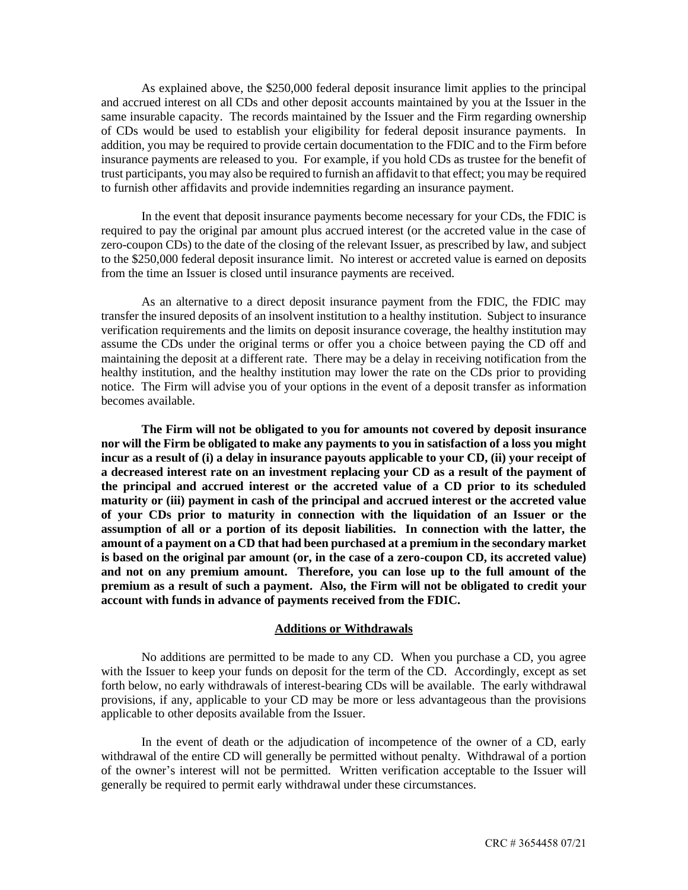As explained above, the $250,000 federal deposit insurance limit applies to the principal and accrued interest on all CDs and other deposit accounts maintained by you at the Issuer in the same insurable capacity. The records maintained by the Issuer and the Firm regarding ownership of CDs would be used to establish your eligibility for federal deposit insurance payments. In addition, you may be required to provide certain documentation to the FDIC and to the Firm before insurance payments are released to you. For example, if you hold CDs as trustee for the benefit of trust participants, you may also be required to furnish an affidavit to that effect; you may be required to furnish other affidavits and provide indemnities regarding an insurance payment.

In the event that deposit insurance payments become necessary for your CDs, the FDIC is required to pay the original par amount plus accrued interest (or the accreted value in the case of zero-coupon CDs) to the date of the closing of the relevant Issuer, as prescribed by law, and subject to the $250,000 federal deposit insurance limit. No interest or accreted value is earned on deposits from the time an Issuer is closed until insurance payments are received.

As an alternative to a direct deposit insurance payment from the FDIC, the FDIC may transfer the insured deposits of an insolvent institution to a healthy institution. Subject to insurance verification requirements and the limits on deposit insurance coverage, the healthy institution may assume the CDs under the original terms or offer you a choice between paying the CD off and maintaining the deposit at a different rate. There may be a delay in receiving notification from the healthy institution, and the healthy institution may lower the rate on the CDs prior to providing notice. The Firm will advise you of your options in the event of a deposit transfer as information becomes available.

**The Firm will not be obligated to you for amounts not covered by deposit insurance nor will the Firm be obligated to make any payments to you in satisfaction of a loss you might incur as a result of (i) a delay in insurance payouts applicable to your CD, (ii) your receipt of a decreased interest rate on an investment replacing your CD as a result of the payment of the principal and accrued interest or the accreted value of a CD prior to its scheduled maturity or (iii) payment in cash of the principal and accrued interest or the accreted value of your CDs prior to maturity in connection with the liquidation of an Issuer or the assumption of all or a portion of its deposit liabilities. In connection with the latter, the amount of a payment on a CD that had been purchased at a premium in the secondary market is based on the original par amount (or, in the case of a zero-coupon CD, its accreted value) and not on any premium amount. Therefore, you can lose up to the full amount of the premium as a result of such a payment. Also, the Firm will not be obligated to credit your account with funds in advance of payments received from the FDIC.**

## Additions or Withdrawals

No additions are permitted to be made to any CD. When you purchase a CD, you agree with the Issuer to keep your funds on deposit for the term of the CD. Accordingly, except as set forth below, no early withdrawals of interest-bearing CDs will be available. The early withdrawal provisions, if any, applicable to your CD may be more or less advantageous than the provisions applicable to other deposits available from the Issuer.

In the event of death or the adjudication of incompetence of the owner of a CD, early withdrawal of the entire CD will generally be permitted without penalty. Withdrawal of a portion of the owner's interest will not be permitted. Written verification acceptable to the Issuer will generally be required to permit early withdrawal under these circumstances.

CRC # 3654458 07/21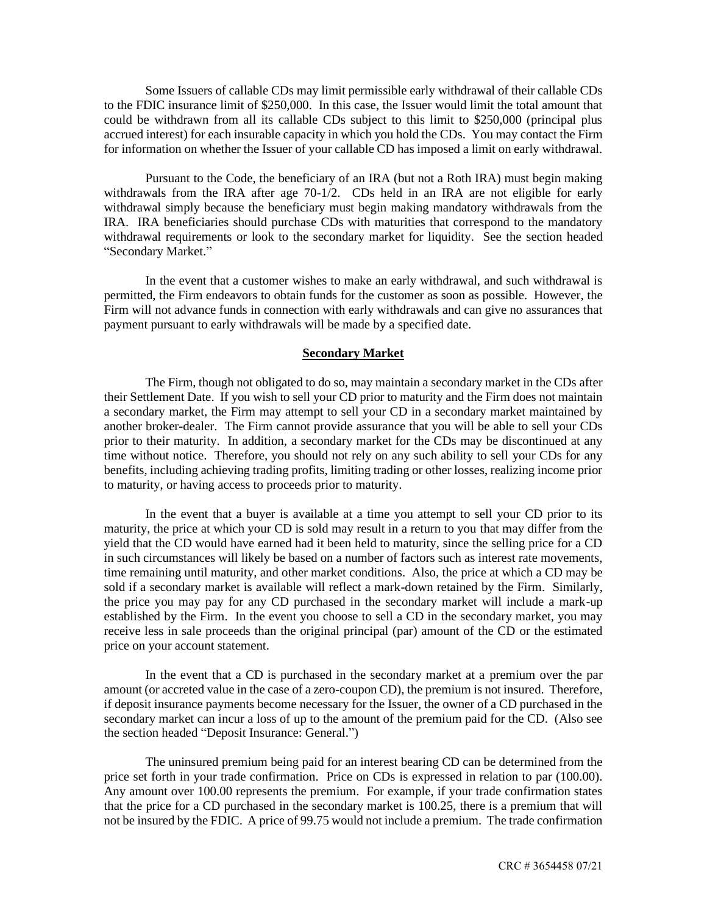Some Issuers of callable CDs may limit permissible early withdrawal of their callable CDs to the FDIC insurance limit of $250,000. In this case, the Issuer would limit the total amount that could be withdrawn from all its callable CDs subject to this limit to $250,000 (principal plus accrued interest) for each insurable capacity in which you hold the CDs. You may contact the Firm for information on whether the Issuer of your callable CD has imposed a limit on early withdrawal.

Pursuant to the Code, the beneficiary of an IRA (but not a Roth IRA) must begin making withdrawals from the IRA after age 70-1/2. CDs held in an IRA are not eligible for early withdrawal simply because the beneficiary must begin making mandatory withdrawals from the IRA. IRA beneficiaries should purchase CDs with maturities that correspond to the mandatory withdrawal requirements or look to the secondary market for liquidity. See the section headed "Secondary Market."

In the event that a customer wishes to make an early withdrawal, and such withdrawal is permitted, the Firm endeavors to obtain funds for the customer as soon as possible. However, the Firm will not advance funds in connection with early withdrawals and can give no assurances that payment pursuant to early withdrawals will be made by a specified date.

## Secondary Market

The Firm, though not obligated to do so, may maintain a secondary market in the CDs after their Settlement Date. If you wish to sell your CD prior to maturity and the Firm does not maintain a secondary market, the Firm may attempt to sell your CD in a secondary market maintained by another broker-dealer. The Firm cannot provide assurance that you will be able to sell your CDs prior to their maturity. In addition, a secondary market for the CDs may be discontinued at any time without notice. Therefore, you should not rely on any such ability to sell your CDs for any benefits, including achieving trading profits, limiting trading or other losses, realizing income prior to maturity, or having access to proceeds prior to maturity.

In the event that a buyer is available at a time you attempt to sell your CD prior to its maturity, the price at which your CD is sold may result in a return to you that may differ from the yield that the CD would have earned had it been held to maturity, since the selling price for a CD in such circumstances will likely be based on a number of factors such as interest rate movements, time remaining until maturity, and other market conditions. Also, the price at which a CD may be sold if a secondary market is available will reflect a mark-down retained by the Firm. Similarly, the price you may pay for any CD purchased in the secondary market will include a mark-up established by the Firm. In the event you choose to sell a CD in the secondary market, you may receive less in sale proceeds than the original principal (par) amount of the CD or the estimated price on your account statement.

In the event that a CD is purchased in the secondary market at a premium over the par amount (or accreted value in the case of a zero-coupon CD), the premium is not insured. Therefore, if deposit insurance payments become necessary for the Issuer, the owner of a CD purchased in the secondary market can incur a loss of up to the amount of the premium paid for the CD. (Also see the section headed "Deposit Insurance: General.")

The uninsured premium being paid for an interest bearing CD can be determined from the price set forth in your trade confirmation. Price on CDs is expressed in relation to par (100.00). Any amount over 100.00 represents the premium. For example, if your trade confirmation states that the price for a CD purchased in the secondary market is 100.25, there is a premium that will not be insured by the FDIC. A price of 99.75 would not include a premium. The trade confirmation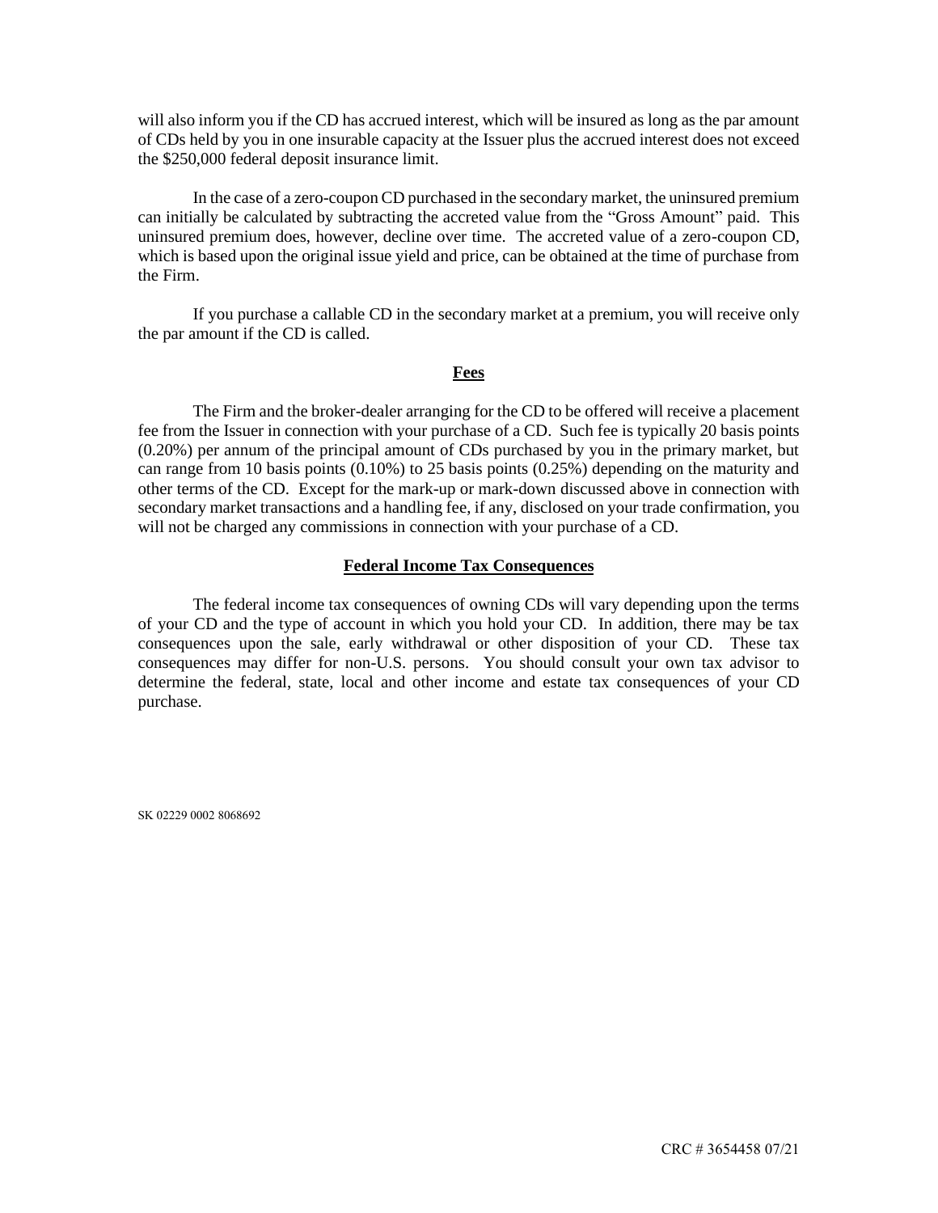will also inform you if the CD has accrued interest, which will be insured as long as the par amount of CDs held by you in one insurable capacity at the Issuer plus the accrued interest does not exceed the $250,000 federal deposit insurance limit.

In the case of a zero-coupon CD purchased in the secondary market, the uninsured premium can initially be calculated by subtracting the accreted value from the "Gross Amount" paid. This uninsured premium does, however, decline over time. The accreted value of a zero-coupon CD, which is based upon the original issue yield and price, can be obtained at the time of purchase from the Firm.

If you purchase a callable CD in the secondary market at a premium, you will receive only the par amount if the CD is called.

## Fees

The Firm and the broker-dealer arranging for the CD to be offered will receive a placement fee from the Issuer in connection with your purchase of a CD. Such fee is typically 20 basis points (0.20%) per annum of the principal amount of CDs purchased by you in the primary market, but can range from 10 basis points (0.10%) to 25 basis points (0.25%) depending on the maturity and other terms of the CD. Except for the mark-up or mark-down discussed above in connection with secondary market transactions and a handling fee, if any, disclosed on your trade confirmation, you will not be charged any commissions in connection with your purchase of a CD.

## Federal Income Tax Consequences

The federal income tax consequences of owning CDs will vary depending upon the terms of your CD and the type of account in which you hold your CD. In addition, there may be tax consequences upon the sale, early withdrawal or other disposition of your CD. These tax consequences may differ for non-U.S. persons. You should consult your own tax advisor to determine the federal, state, local and other income and estate tax consequences of your CD purchase.

SK 02229 0002 8068692

CRC # 3654458 07/21